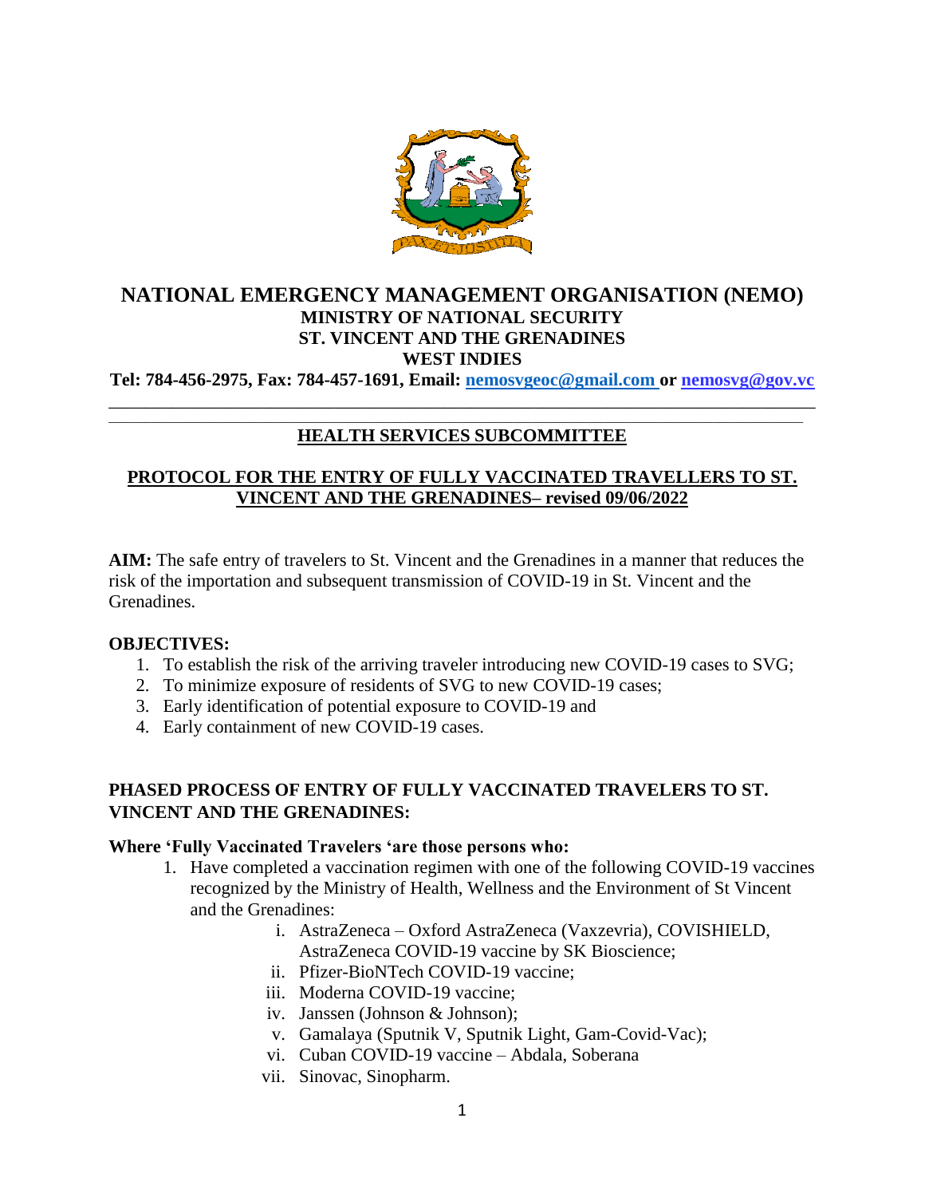# NATIONAL EMERGENCY MANAGEMENT ORGANISATION (NEMO)

## MINISTRY OF NATIONAL SECURITY
## ST. VINCENT AND THE GRENADINES
## WEST INDIES

**Tel: 784-456-2975, Fax: 784-457-1691, Email: nemosvgeoc@gmail.com or nemosvg@gov.vc**

---

## HEALTH SERVICES SUBCOMMITTEE

## PROTOCOL FOR THE ENTRY OF FULLY VACCINATED TRAVELLERS TO ST. VINCENT AND THE GRENADINES– revised 09/06/2022

**AIM:** The safe entry of travelers to St. Vincent and the Grenadines in a manner that reduces the risk of the importation and subsequent transmission of COVID-19 in St. Vincent and the Grenadines.

**OBJECTIVES:**

1. To establish the risk of the arriving traveler introducing new COVID-19 cases to SVG;
2. To minimize exposure of residents of SVG to new COVID-19 cases;
3. Early identification of potential exposure to COVID-19 and
4. Early containment of new COVID-19 cases.

**PHASED PROCESS OF ENTRY OF FULLY VACCINATED TRAVELERS TO ST. VINCENT AND THE GRENADINES:**

**Where 'Fully Vaccinated Travelers 'are those persons who:**

1. Have completed a vaccination regimen with one of the following COVID-19 vaccines recognized by the Ministry of Health, Wellness and the Environment of St Vincent and the Grenadines:
   - i. AstraZeneca – Oxford AstraZeneca (Vaxzevria), COVISHIELD, AstraZeneca COVID-19 vaccine by SK Bioscience;
   - ii. Pfizer-BioNTech COVID-19 vaccine;
   - iii. Moderna COVID-19 vaccine;
   - iv. Janssen (Johnson & Johnson);
   - v. Gamalaya (Sputnik V, Sputnik Light, Gam-Covid-Vac);
   - vi. Cuban COVID-19 vaccine – Abdala, Soberana
   - vii. Sinovac, Sinopharm.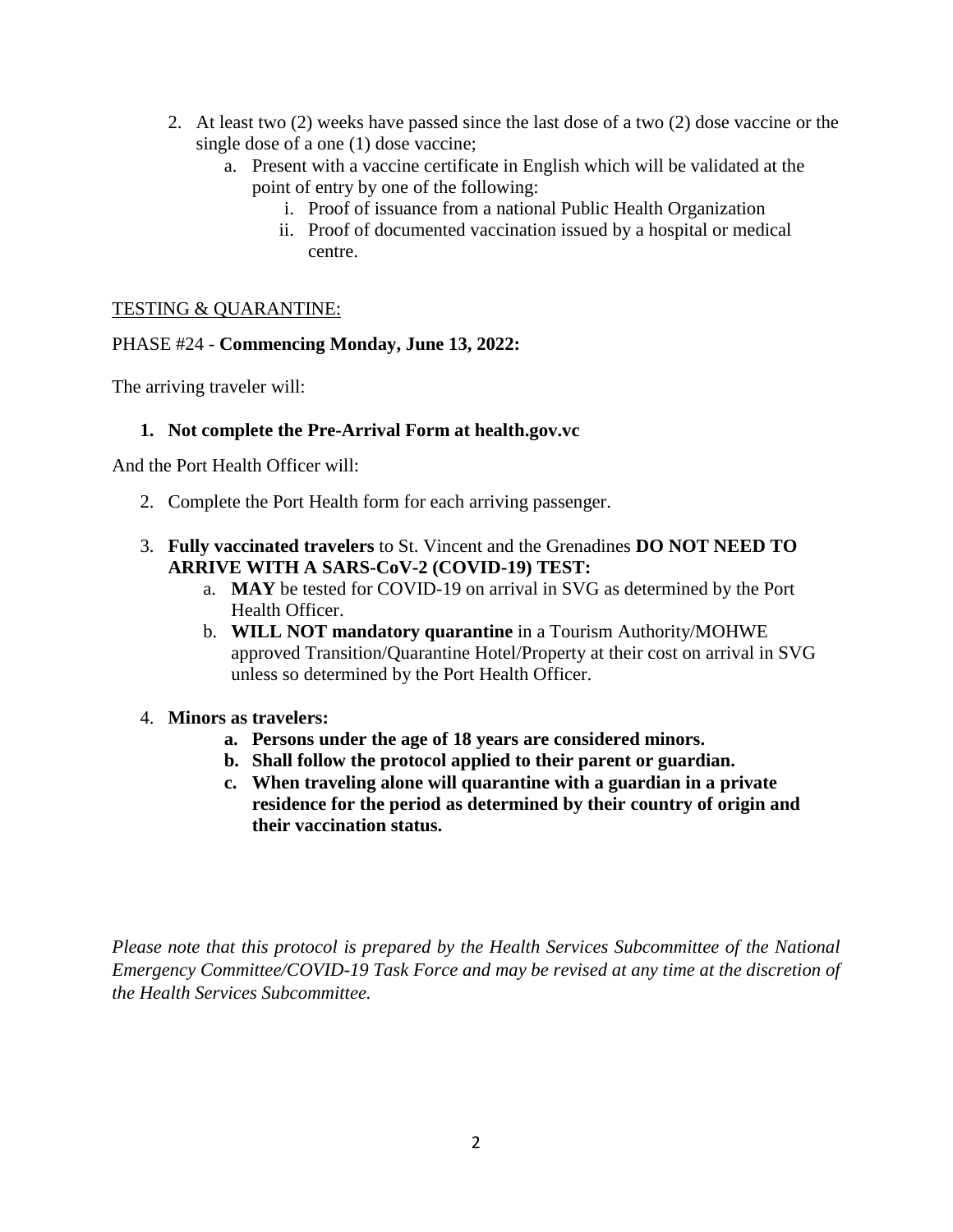2. At least two (2) weeks have passed since the last dose of a two (2) dose vaccine or the single dose of a one (1) dose vaccine;
   a. Present with a vaccine certificate in English which will be validated at the point of entry by one of the following:
      i. Proof of issuance from a national Public Health Organization
      ii. Proof of documented vaccination issued by a hospital or medical centre.

<u>TESTING & QUARANTINE:</u>

PHASE #24 - **Commencing Monday, June 13, 2022:**

The arriving traveler will:

1. **Not complete the Pre-Arrival Form at health.gov.vc**

And the Port Health Officer will:

2. Complete the Port Health form for each arriving passenger.

3. **Fully vaccinated travelers** to St. Vincent and the Grenadines **DO NOT NEED TO ARRIVE WITH A SARS-CoV-2 (COVID-19) TEST:**
   a. **MAY** be tested for COVID-19 on arrival in SVG as determined by the Port Health Officer.
   b. **WILL NOT mandatory quarantine** in a Tourism Authority/MOHWE approved Transition/Quarantine Hotel/Property at their cost on arrival in SVG unless so determined by the Port Health Officer.

4. **Minors as travelers:**
   a. **Persons under the age of 18 years are considered minors.**
   b. **Shall follow the protocol applied to their parent or guardian.**
   c. **When traveling alone will quarantine with a guardian in a private residence for the period as determined by their country of origin and their vaccination status.**

*Please note that this protocol is prepared by the Health Services Subcommittee of the National Emergency Committee/COVID-19 Task Force and may be revised at any time at the discretion of the Health Services Subcommittee.*